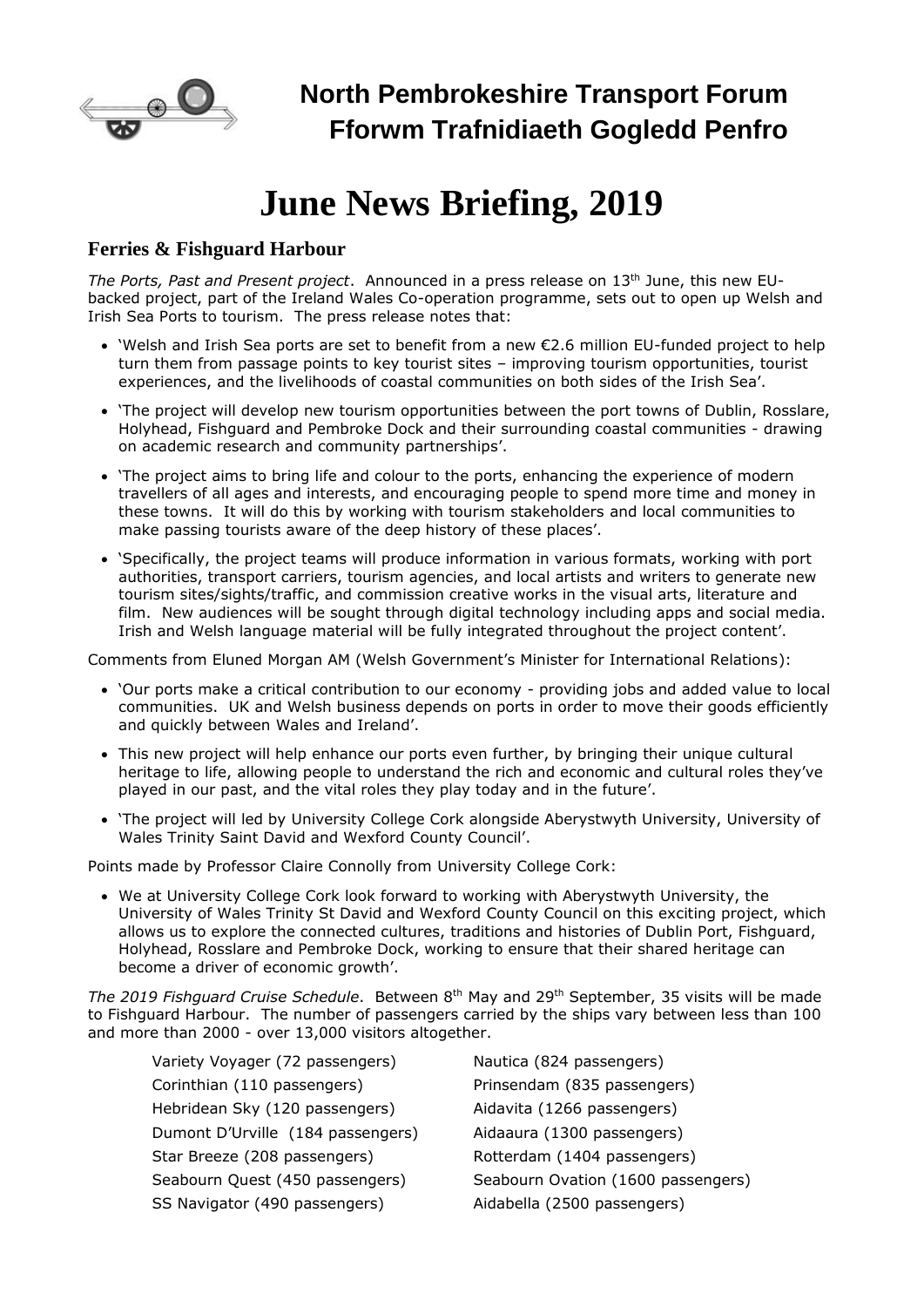## North Pembrokeshire Transport Forum
## Fforwm Trafnidiaeth Gogledd Penfro

# June News Briefing, 2019

### Ferries & Fishguard Harbour

*The Ports, Past and Present project*. Announced in a press release on 13th June, this new EU-backed project, part of the Ireland Wales Co-operation programme, sets out to open up Welsh and Irish Sea Ports to tourism. The press release notes that:

- 'Welsh and Irish Sea ports are set to benefit from a new €2.6 million EU-funded project to help turn them from passage points to key tourist sites – improving tourism opportunities, tourist experiences, and the livelihoods of coastal communities on both sides of the Irish Sea'.
- 'The project will develop new tourism opportunities between the port towns of Dublin, Rosslare, Holyhead, Fishguard and Pembroke Dock and their surrounding coastal communities - drawing on academic research and community partnerships'.
- 'The project aims to bring life and colour to the ports, enhancing the experience of modern travellers of all ages and interests, and encouraging people to spend more time and money in these towns. It will do this by working with tourism stakeholders and local communities to make passing tourists aware of the deep history of these places'.
- 'Specifically, the project teams will produce information in various formats, working with port authorities, transport carriers, tourism agencies, and local artists and writers to generate new tourism sites/sights/traffic, and commission creative works in the visual arts, literature and film. New audiences will be sought through digital technology including apps and social media. Irish and Welsh language material will be fully integrated throughout the project content'.

Comments from Eluned Morgan AM (Welsh Government's Minister for International Relations):

- 'Our ports make a critical contribution to our economy - providing jobs and added value to local communities. UK and Welsh business depends on ports in order to move their goods efficiently and quickly between Wales and Ireland'.
- This new project will help enhance our ports even further, by bringing their unique cultural heritage to life, allowing people to understand the rich and economic and cultural roles they've played in our past, and the vital roles they play today and in the future'.
- 'The project will led by University College Cork alongside Aberystwyth University, University of Wales Trinity Saint David and Wexford County Council'.

Points made by Professor Claire Connolly from University College Cork:

- We at University College Cork look forward to working with Aberystwyth University, the University of Wales Trinity St David and Wexford County Council on this exciting project, which allows us to explore the connected cultures, traditions and histories of Dublin Port, Fishguard, Holyhead, Rosslare and Pembroke Dock, working to ensure that their shared heritage can become a driver of economic growth'.

*The 2019 Fishguard Cruise Schedule*. Between 8th May and 29th September, 35 visits will be made to Fishguard Harbour. The number of passengers carried by the ships vary between less than 100 and more than 2000 - over 13,000 visitors altogether.

Variety Voyager (72 passengers)
Corinthian (110 passengers)
Hebridean Sky (120 passengers)
Dumont D'Urville (184 passengers)
Star Breeze (208 passengers)
Seabourn Quest (450 passengers)
SS Navigator (490 passengers)
Nautica (824 passengers)
Prinsendam (835 passengers)
Aidavita (1266 passengers)
Aidaaura (1300 passengers)
Rotterdam (1404 passengers)
Seabourn Ovation (1600 passengers)
Aidabella (2500 passengers)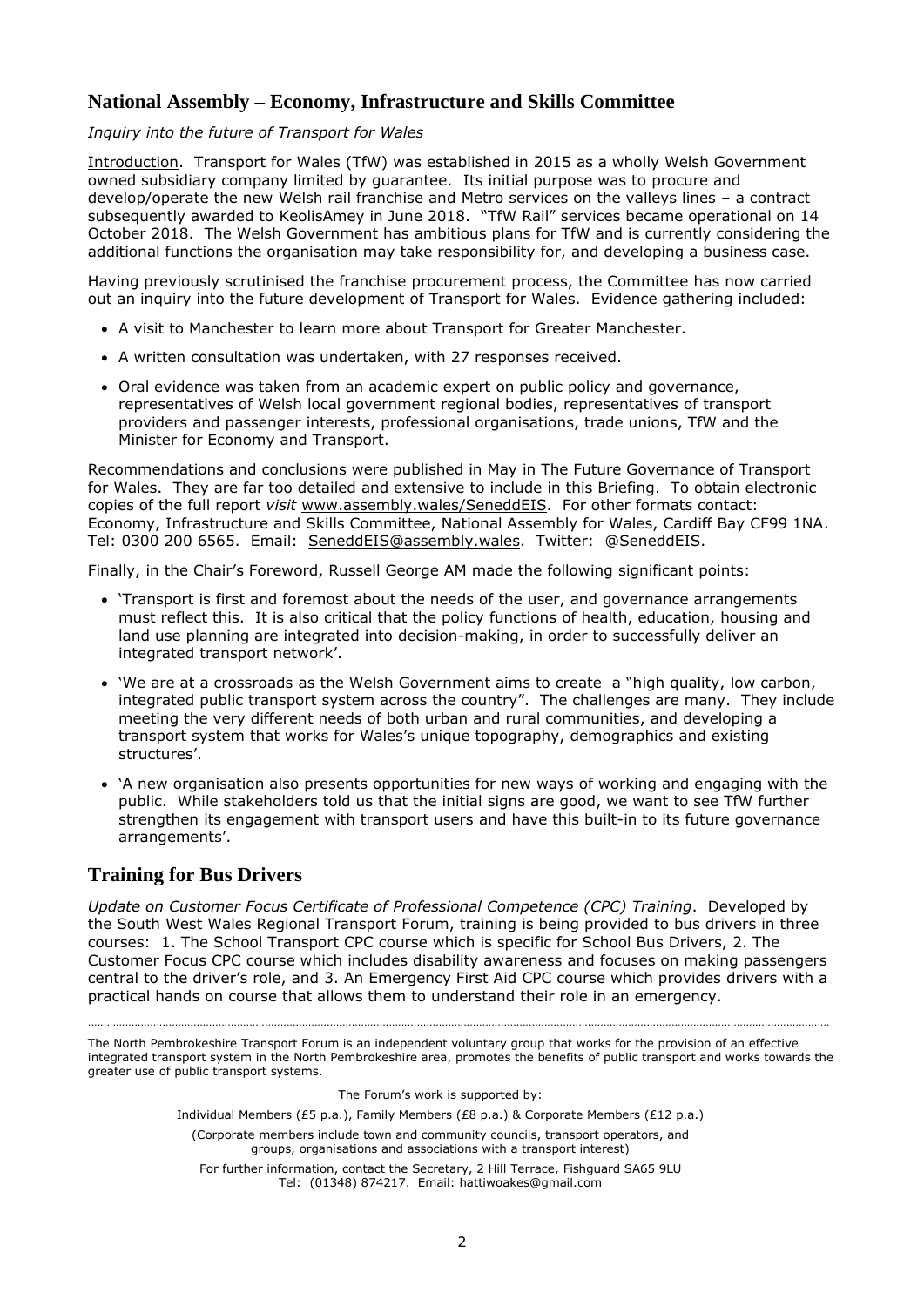## National Assembly – Economy, Infrastructure and Skills Committee

*Inquiry into the future of Transport for Wales*

Introduction. Transport for Wales (TfW) was established in 2015 as a wholly Welsh Government owned subsidiary company limited by guarantee. Its initial purpose was to procure and develop/operate the new Welsh rail franchise and Metro services on the valleys lines – a contract subsequently awarded to KeolisAmey in June 2018. "TfW Rail" services became operational on 14 October 2018. The Welsh Government has ambitious plans for TfW and is currently considering the additional functions the organisation may take responsibility for, and developing a business case.

Having previously scrutinised the franchise procurement process, the Committee has now carried out an inquiry into the future development of Transport for Wales. Evidence gathering included:

- A visit to Manchester to learn more about Transport for Greater Manchester.
- A written consultation was undertaken, with 27 responses received.
- Oral evidence was taken from an academic expert on public policy and governance, representatives of Welsh local government regional bodies, representatives of transport providers and passenger interests, professional organisations, trade unions, TfW and the Minister for Economy and Transport.

Recommendations and conclusions were published in May in The Future Governance of Transport for Wales. They are far too detailed and extensive to include in this Briefing. To obtain electronic copies of the full report *visit* www.assembly.wales/SeneddEIS. For other formats contact: Economy, Infrastructure and Skills Committee, National Assembly for Wales, Cardiff Bay CF99 1NA. Tel: 0300 200 6565. Email: SeneddEIS@assembly.wales. Twitter: @SeneddEIS.

Finally, in the Chair's Foreword, Russell George AM made the following significant points:

- 'Transport is first and foremost about the needs of the user, and governance arrangements must reflect this. It is also critical that the policy functions of health, education, housing and land use planning are integrated into decision-making, in order to successfully deliver an integrated transport network'.
- 'We are at a crossroads as the Welsh Government aims to create a "high quality, low carbon, integrated public transport system across the country". The challenges are many. They include meeting the very different needs of both urban and rural communities, and developing a transport system that works for Wales's unique topography, demographics and existing structures'.
- 'A new organisation also presents opportunities for new ways of working and engaging with the public. While stakeholders told us that the initial signs are good, we want to see TfW further strengthen its engagement with transport users and have this built-in to its future governance arrangements'.

## Training for Bus Drivers

*Update on Customer Focus Certificate of Professional Competence (CPC) Training*. Developed by the South West Wales Regional Transport Forum, training is being provided to bus drivers in three courses: 1. The School Transport CPC course which is specific for School Bus Drivers, 2. The Customer Focus CPC course which includes disability awareness and focuses on making passengers central to the driver's role, and 3. An Emergency First Aid CPC course which provides drivers with a practical hands on course that allows them to understand their role in an emergency.

---

The North Pembrokeshire Transport Forum is an independent voluntary group that works for the provision of an effective integrated transport system in the North Pembrokeshire area, promotes the benefits of public transport and works towards the greater use of public transport systems.

The Forum's work is supported by:

Individual Members (£5 p.a.), Family Members (£8 p.a.) & Corporate Members (£12 p.a.)

(Corporate members include town and community councils, transport operators, and groups, organisations and associations with a transport interest)

For further information, contact the Secretary, 2 Hill Terrace, Fishguard SA65 9LU
Tel: (01348) 874217. Email: hattiwoakes@gmail.com